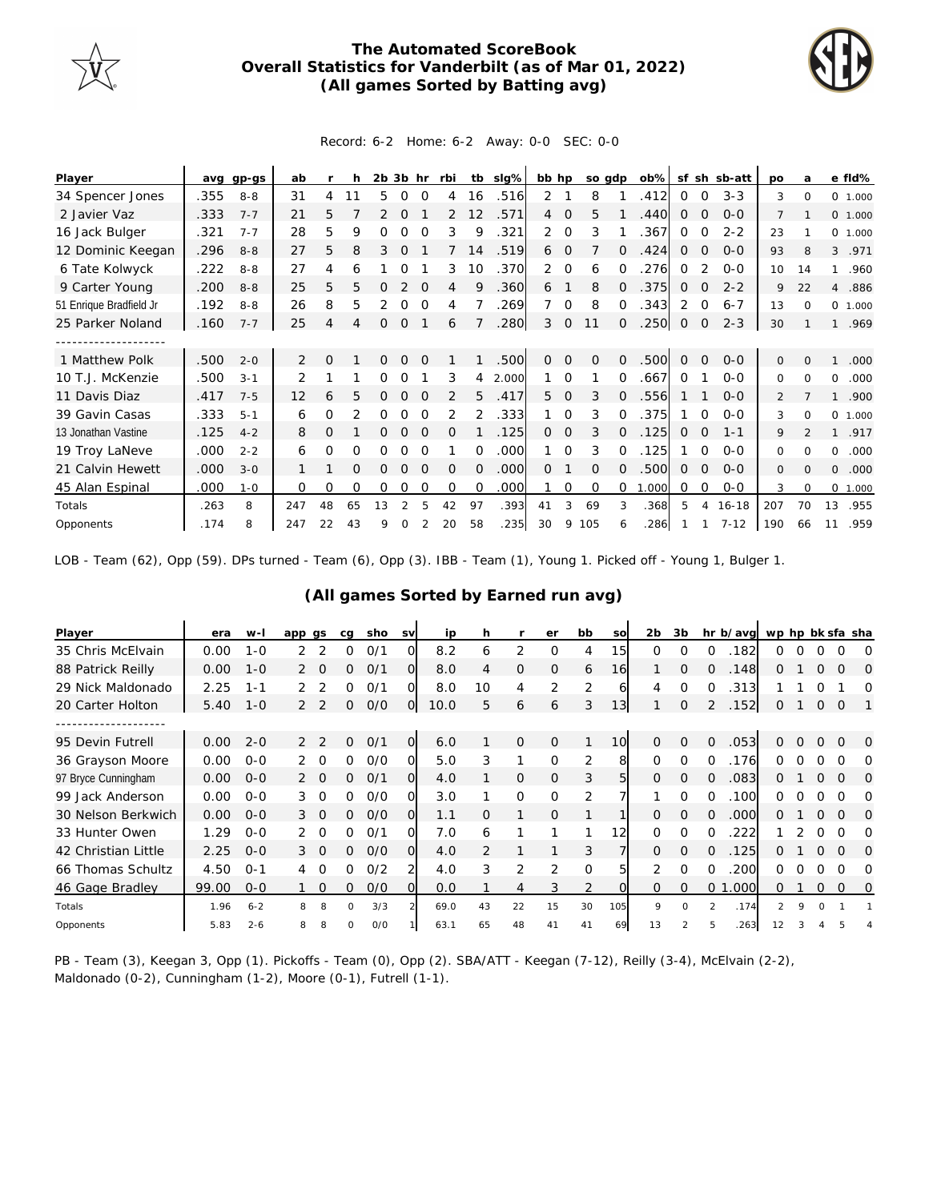# The Automated ScoreBook
## Overall Statistics for Vanderbilt (as of Mar 01, 2022)
### (All games Sorted by Batting avg)

Record: 6-2 Home: 6-2 Away: 0-0 SEC: 0-0

| Player | avg | gp-gs | ab | r | h | 2b | 3b | hr | rbi | tb | slg% | bb | hp | so | gdp | ob% | sf | sh | sb-att | po | a | e | fld% |
|---|---|---|---|---|---|---|---|---|---|---|---|---|---|---|---|---|---|---|---|---|---|---|---|
| 34 Spencer Jones | .355 | 8-8 | 31 | 4 | 11 | 5 | 0 | 0 | 4 | 16 | .516 | 2 | 1 | 8 | 1 | .412 | 0 | 0 | 3-3 | 3 | 0 | 0 | 1.000 |
| 2 Javier Vaz | .333 | 7-7 | 21 | 5 | 7 | 2 | 0 | 1 | 2 | 12 | .571 | 4 | 0 | 5 | 1 | .440 | 0 | 0 | 0-0 | 7 | 1 | 0 | 1.000 |
| 16 Jack Bulger | .321 | 7-7 | 28 | 5 | 9 | 0 | 0 | 0 | 3 | 9 | .321 | 2 | 0 | 3 | 1 | .367 | 0 | 0 | 2-2 | 23 | 1 | 0 | 1.000 |
| 12 Dominic Keegan | .296 | 8-8 | 27 | 5 | 8 | 3 | 0 | 1 | 7 | 14 | .519 | 6 | 0 | 7 | 0 | .424 | 0 | 0 | 0-0 | 93 | 8 | 3 | .971 |
| 6 Tate Kolwyck | .222 | 8-8 | 27 | 4 | 6 | 1 | 0 | 1 | 3 | 10 | .370 | 2 | 0 | 6 | 0 | .276 | 0 | 2 | 0-0 | 10 | 14 | 1 | .960 |
| 9 Carter Young | .200 | 8-8 | 25 | 5 | 5 | 0 | 2 | 0 | 4 | 9 | .360 | 6 | 1 | 8 | 0 | .375 | 0 | 0 | 2-2 | 9 | 22 | 4 | .886 |
| 51 Enrique Bradfield Jr | .192 | 8-8 | 26 | 8 | 5 | 2 | 0 | 0 | 4 | 7 | .269 | 7 | 0 | 8 | 0 | .343 | 2 | 0 | 6-7 | 13 | 0 | 0 | 1.000 |
| 25 Parker Noland | .160 | 7-7 | 25 | 4 | 4 | 0 | 0 | 1 | 6 | 7 | .280 | 3 | 0 | 11 | 0 | .250 | 0 | 0 | 2-3 | 30 | 1 | 1 | .969 |
| -------------------- | | | | | | | | | | | | | | | | | | | | | | | |
| 1 Matthew Polk | .500 | 2-0 | 2 | 0 | 1 | 0 | 0 | 0 | 1 | 1 | .500 | 0 | 0 | 0 | 0 | .500 | 0 | 0 | 0-0 | 0 | 0 | 1 | .000 |
| 10 T.J. McKenzie | .500 | 3-1 | 2 | 1 | 1 | 0 | 0 | 1 | 3 | 4 | 2.000 | 1 | 0 | 1 | 0 | .667 | 0 | 1 | 0-0 | 0 | 0 | 0 | .000 |
| 11 Davis Diaz | .417 | 7-5 | 12 | 6 | 5 | 0 | 0 | 0 | 2 | 5 | .417 | 5 | 0 | 3 | 0 | .556 | 1 | 1 | 0-0 | 2 | 7 | 1 | .900 |
| 39 Gavin Casas | .333 | 5-1 | 6 | 0 | 2 | 0 | 0 | 0 | 2 | 2 | .333 | 1 | 0 | 3 | 0 | .375 | 1 | 0 | 0-0 | 3 | 0 | 0 | 1.000 |
| 13 Jonathan Vastine | .125 | 4-2 | 8 | 0 | 1 | 0 | 0 | 0 | 0 | 1 | .125 | 0 | 0 | 3 | 0 | .125 | 0 | 0 | 1-1 | 9 | 2 | 1 | .917 |
| 19 Troy LaNeve | .000 | 2-2 | 6 | 0 | 0 | 0 | 0 | 0 | 1 | 0 | .000 | 1 | 0 | 3 | 0 | .125 | 1 | 0 | 0-0 | 0 | 0 | 0 | .000 |
| 21 Calvin Hewett | .000 | 3-0 | 1 | 1 | 0 | 0 | 0 | 0 | 0 | 0 | .000 | 0 | 1 | 0 | 0 | .500 | 0 | 0 | 0-0 | 0 | 0 | 0 | .000 |
| 45 Alan Espinal | .000 | 1-0 | 0 | 0 | 0 | 0 | 0 | 0 | 0 | 0 | .000 | 1 | 0 | 0 | 0 | 1.000 | 0 | 0 | 0-0 | 3 | 0 | 0 | 1.000 |
| Totals | .263 | 8 | 247 | 48 | 65 | 13 | 2 | 5 | 42 | 97 | .393 | 41 | 3 | 69 | 3 | .368 | 5 | 4 | 16-18 | 207 | 70 | 13 | .955 |
| Opponents | .174 | 8 | 247 | 22 | 43 | 9 | 0 | 2 | 20 | 58 | .235 | 30 | 9 | 105 | 6 | .286 | 1 | 1 | 7-12 | 190 | 66 | 11 | .959 |

LOB - Team (62), Opp (59). DPs turned - Team (6), Opp (3). IBB - Team (1), Young 1. Picked off - Young 1, Bulger 1.

### (All games Sorted by Earned run avg)

| Player | era | w-l | app | gs | cg | sho | sv | ip | h | r | er | bb | so | 2b | 3b | hr | b/avg | wp | hp | bk | sfa | sha |
|---|---|---|---|---|---|---|---|---|---|---|---|---|---|---|---|---|---|---|---|---|---|---|
| 35 Chris McElvain | 0.00 | 1-0 | 2 | 2 | 0 | 0/1 | 0 | 8.2 | 6 | 2 | 0 | 4 | 15 | 0 | 0 | 0 | .182 | 0 | 0 | 0 | 0 | 0 |
| 88 Patrick Reilly | 0.00 | 1-0 | 2 | 0 | 0 | 0/1 | 0 | 8.0 | 4 | 0 | 0 | 6 | 16 | 1 | 0 | 0 | .148 | 0 | 1 | 0 | 0 | 0 |
| 29 Nick Maldonado | 2.25 | 1-1 | 2 | 2 | 0 | 0/1 | 0 | 8.0 | 10 | 4 | 2 | 2 | 6 | 4 | 0 | 0 | .313 | 1 | 1 | 0 | 1 | 0 |
| 20 Carter Holton | 5.40 | 1-0 | 2 | 2 | 0 | 0/0 | 0 | 10.0 | 5 | 6 | 6 | 3 | 13 | 1 | 0 | 2 | .152 | 0 | 1 | 0 | 0 | 1 |
| -------------------- | | | | | | | | | | | | | | | | | | | | | | |
| 95 Devin Futrell | 0.00 | 2-0 | 2 | 2 | 0 | 0/1 | 0 | 6.0 | 1 | 0 | 0 | 1 | 10 | 0 | 0 | 0 | .053 | 0 | 0 | 0 | 0 | 0 |
| 36 Grayson Moore | 0.00 | 0-0 | 2 | 0 | 0 | 0/0 | 0 | 5.0 | 3 | 1 | 0 | 2 | 8 | 0 | 0 | 0 | .176 | 0 | 0 | 0 | 0 | 0 |
| 97 Bryce Cunningham | 0.00 | 0-0 | 2 | 0 | 0 | 0/1 | 0 | 4.0 | 1 | 0 | 0 | 3 | 5 | 0 | 0 | 0 | .083 | 0 | 1 | 0 | 0 | 0 |
| 99 Jack Anderson | 0.00 | 0-0 | 3 | 0 | 0 | 0/0 | 0 | 3.0 | 1 | 0 | 0 | 2 | 7 | 1 | 0 | 0 | .100 | 0 | 0 | 0 | 0 | 0 |
| 30 Nelson Berkwich | 0.00 | 0-0 | 3 | 0 | 0 | 0/0 | 0 | 1.1 | 0 | 1 | 0 | 1 | 1 | 0 | 0 | 0 | .000 | 0 | 1 | 0 | 0 | 0 |
| 33 Hunter Owen | 1.29 | 0-0 | 2 | 0 | 0 | 0/1 | 0 | 7.0 | 6 | 1 | 1 | 1 | 12 | 0 | 0 | 0 | .222 | 1 | 2 | 0 | 0 | 0 |
| 42 Christian Little | 2.25 | 0-0 | 3 | 0 | 0 | 0/0 | 0 | 4.0 | 2 | 1 | 1 | 3 | 7 | 0 | 0 | 0 | .125 | 0 | 1 | 0 | 0 | 0 |
| 66 Thomas Schultz | 4.50 | 0-1 | 4 | 0 | 0 | 0/2 | 2 | 4.0 | 3 | 2 | 2 | 0 | 5 | 2 | 0 | 0 | .200 | 0 | 0 | 0 | 0 | 0 |
| 46 Gage Bradley | 99.00 | 0-0 | 1 | 0 | 0 | 0/0 | 0 | 0.0 | 1 | 4 | 3 | 2 | 0 | 0 | 0 | 0 | 1.000 | 0 | 1 | 0 | 0 | 0 |
| Totals | 1.96 | 6-2 | 8 | 8 | 0 | 3/3 | 2 | 69.0 | 43 | 22 | 15 | 30 | 105 | 9 | 0 | 2 | .174 | 2 | 9 | 0 | 1 | 1 |
| Opponents | 5.83 | 2-6 | 8 | 8 | 0 | 0/0 | 1 | 63.1 | 65 | 48 | 41 | 41 | 69 | 13 | 2 | 5 | .263 | 12 | 3 | 4 | 5 | 4 |

PB - Team (3), Keegan 3, Opp (1). Pickoffs - Team (0), Opp (2). SBA/ATT - Keegan (7-12), Reilly (3-4), McElvain (2-2), Maldonado (0-2), Cunningham (1-2), Moore (0-1), Futrell (1-1).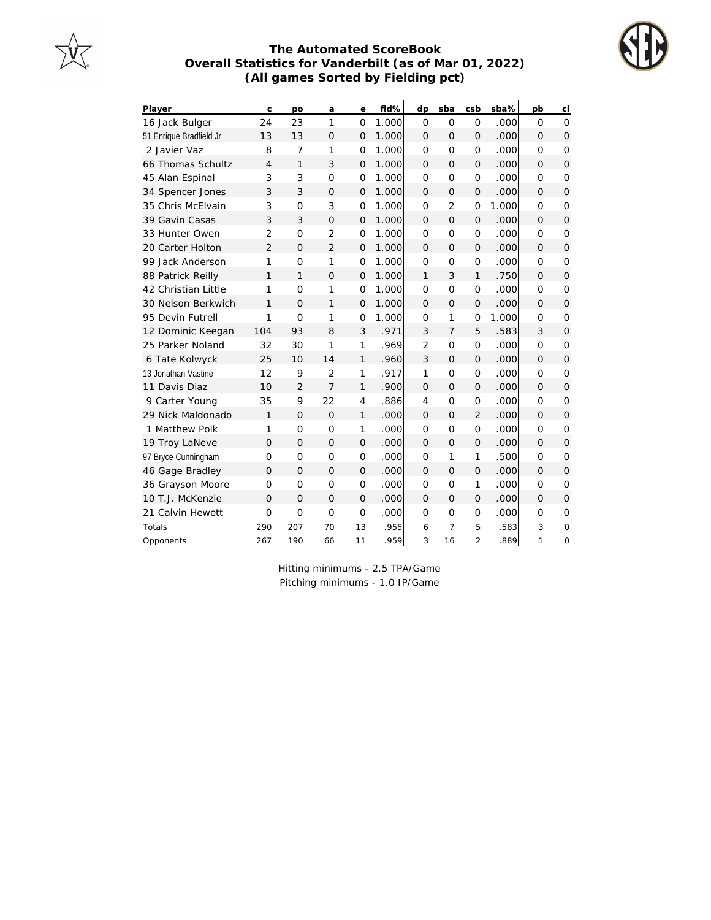# The Automated ScoreBook
## Overall Statistics for Vanderbilt (as of Mar 01, 2022)
### (All games Sorted by Fielding pct)

| Player | c | po | a | e | fld% | dp | sba | csb | sba% | pb | ci |
|---|---|---|---|---|---|---|---|---|---|---|---|
| 16 Jack Bulger | 24 | 23 | 1 | 0 | 1.000 | 0 | 0 | 0 | .000 | 0 | 0 |
| 51 Enrique Bradfield Jr | 13 | 13 | 0 | 0 | 1.000 | 0 | 0 | 0 | .000 | 0 | 0 |
| 2 Javier Vaz | 8 | 7 | 1 | 0 | 1.000 | 0 | 0 | 0 | .000 | 0 | 0 |
| 66 Thomas Schultz | 4 | 1 | 3 | 0 | 1.000 | 0 | 0 | 0 | .000 | 0 | 0 |
| 45 Alan Espinal | 3 | 3 | 0 | 0 | 1.000 | 0 | 0 | 0 | .000 | 0 | 0 |
| 34 Spencer Jones | 3 | 3 | 0 | 0 | 1.000 | 0 | 0 | 0 | .000 | 0 | 0 |
| 35 Chris McElvain | 3 | 0 | 3 | 0 | 1.000 | 0 | 2 | 0 | 1.000 | 0 | 0 |
| 39 Gavin Casas | 3 | 3 | 0 | 0 | 1.000 | 0 | 0 | 0 | .000 | 0 | 0 |
| 33 Hunter Owen | 2 | 0 | 2 | 0 | 1.000 | 0 | 0 | 0 | .000 | 0 | 0 |
| 20 Carter Holton | 2 | 0 | 2 | 0 | 1.000 | 0 | 0 | 0 | .000 | 0 | 0 |
| 99 Jack Anderson | 1 | 0 | 1 | 0 | 1.000 | 0 | 0 | 0 | .000 | 0 | 0 |
| 88 Patrick Reilly | 1 | 1 | 0 | 0 | 1.000 | 1 | 3 | 1 | .750 | 0 | 0 |
| 42 Christian Little | 1 | 0 | 1 | 0 | 1.000 | 0 | 0 | 0 | .000 | 0 | 0 |
| 30 Nelson Berkwich | 1 | 0 | 1 | 0 | 1.000 | 0 | 0 | 0 | .000 | 0 | 0 |
| 95 Devin Futrell | 1 | 0 | 1 | 0 | 1.000 | 0 | 1 | 0 | 1.000 | 0 | 0 |
| 12 Dominic Keegan | 104 | 93 | 8 | 3 | .971 | 3 | 7 | 5 | .583 | 3 | 0 |
| 25 Parker Noland | 32 | 30 | 1 | 1 | .969 | 2 | 0 | 0 | .000 | 0 | 0 |
| 6 Tate Kolwyck | 25 | 10 | 14 | 1 | .960 | 3 | 0 | 0 | .000 | 0 | 0 |
| 13 Jonathan Vastine | 12 | 9 | 2 | 1 | .917 | 1 | 0 | 0 | .000 | 0 | 0 |
| 11 Davis Diaz | 10 | 2 | 7 | 1 | .900 | 0 | 0 | 0 | .000 | 0 | 0 |
| 9 Carter Young | 35 | 9 | 22 | 4 | .886 | 4 | 0 | 0 | .000 | 0 | 0 |
| 29 Nick Maldonado | 1 | 0 | 0 | 1 | .000 | 0 | 0 | 2 | .000 | 0 | 0 |
| 1 Matthew Polk | 1 | 0 | 0 | 1 | .000 | 0 | 0 | 0 | .000 | 0 | 0 |
| 19 Troy LaNeve | 0 | 0 | 0 | 0 | .000 | 0 | 0 | 0 | .000 | 0 | 0 |
| 97 Bryce Cunningham | 0 | 0 | 0 | 0 | .000 | 0 | 1 | 1 | .500 | 0 | 0 |
| 46 Gage Bradley | 0 | 0 | 0 | 0 | .000 | 0 | 0 | 0 | .000 | 0 | 0 |
| 36 Grayson Moore | 0 | 0 | 0 | 0 | .000 | 0 | 0 | 1 | .000 | 0 | 0 |
| 10 T.J. McKenzie | 0 | 0 | 0 | 0 | .000 | 0 | 0 | 0 | .000 | 0 | 0 |
| 21 Calvin Hewett | 0 | 0 | 0 | 0 | .000 | 0 | 0 | 0 | .000 | 0 | 0 |
| Totals | 290 | 207 | 70 | 13 | .955 | 6 | 7 | 5 | .583 | 3 | 0 |
| Opponents | 267 | 190 | 66 | 11 | .959 | 3 | 16 | 2 | .889 | 1 | 0 |

Hitting minimums - 2.5 TPA/Game

Pitching minimums - 1.0 IP/Game